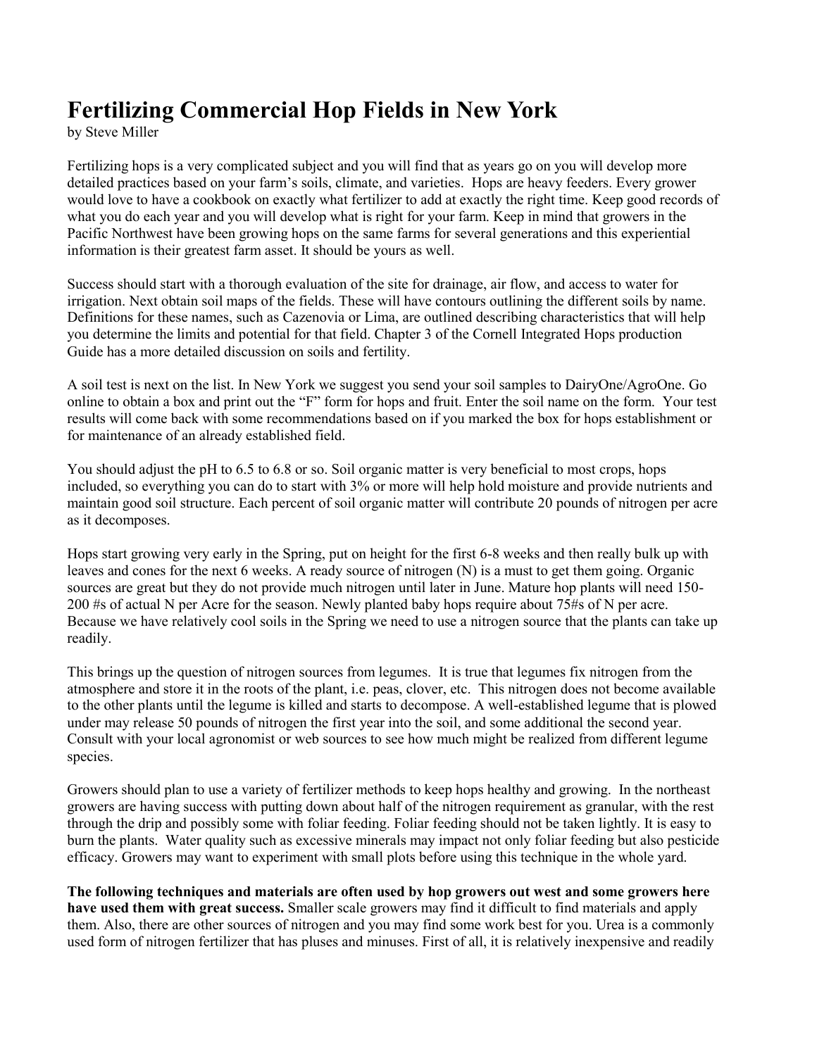# Fertilizing Commercial Hop Fields in New York

by Steve Miller

Fertilizing hops is a very complicated subject and you will find that as years go on you will develop more detailed practices based on your farm's soils, climate, and varieties. Hops are heavy feeders. Every grower would love to have a cookbook on exactly what fertilizer to add at exactly the right time. Keep good records of what you do each year and you will develop what is right for your farm. Keep in mind that growers in the Pacific Northwest have been growing hops on the same farms for several generations and this experiential information is their greatest farm asset. It should be yours as well.

Success should start with a thorough evaluation of the site for drainage, air flow, and access to water for irrigation. Next obtain soil maps of the fields. These will have contours outlining the different soils by name. Definitions for these names, such as Cazenovia or Lima, are outlined describing characteristics that will help you determine the limits and potential for that field. Chapter 3 of the Cornell Integrated Hops production Guide has a more detailed discussion on soils and fertility.

A soil test is next on the list. In New York we suggest you send your soil samples to DairyOne/AgroOne. Go online to obtain a box and print out the "F" form for hops and fruit. Enter the soil name on the form. Your test results will come back with some recommendations based on if you marked the box for hops establishment or for maintenance of an already established field.

You should adjust the pH to 6.5 to 6.8 or so. Soil organic matter is very beneficial to most crops, hops included, so everything you can do to start with 3% or more will help hold moisture and provide nutrients and maintain good soil structure. Each percent of soil organic matter will contribute 20 pounds of nitrogen per acre as it decomposes.

Hops start growing very early in the Spring, put on height for the first 6-8 weeks and then really bulk up with leaves and cones for the next 6 weeks. A ready source of nitrogen (N) is a must to get them going. Organic sources are great but they do not provide much nitrogen until later in June. Mature hop plants will need 150-200 #s of actual N per Acre for the season. Newly planted baby hops require about 75#s of N per acre. Because we have relatively cool soils in the Spring we need to use a nitrogen source that the plants can take up readily.

This brings up the question of nitrogen sources from legumes. It is true that legumes fix nitrogen from the atmosphere and store it in the roots of the plant, i.e. peas, clover, etc. This nitrogen does not become available to the other plants until the legume is killed and starts to decompose. A well-established legume that is plowed under may release 50 pounds of nitrogen the first year into the soil, and some additional the second year. Consult with your local agronomist or web sources to see how much might be realized from different legume species.

Growers should plan to use a variety of fertilizer methods to keep hops healthy and growing. In the northeast growers are having success with putting down about half of the nitrogen requirement as granular, with the rest through the drip and possibly some with foliar feeding. Foliar feeding should not be taken lightly. It is easy to burn the plants. Water quality such as excessive minerals may impact not only foliar feeding but also pesticide efficacy. Growers may want to experiment with small plots before using this technique in the whole yard.

**The following techniques and materials are often used by hop growers out west and some growers here have used them with great success.** Smaller scale growers may find it difficult to find materials and apply them. Also, there are other sources of nitrogen and you may find some work best for you. Urea is a commonly used form of nitrogen fertilizer that has pluses and minuses. First of all, it is relatively inexpensive and readily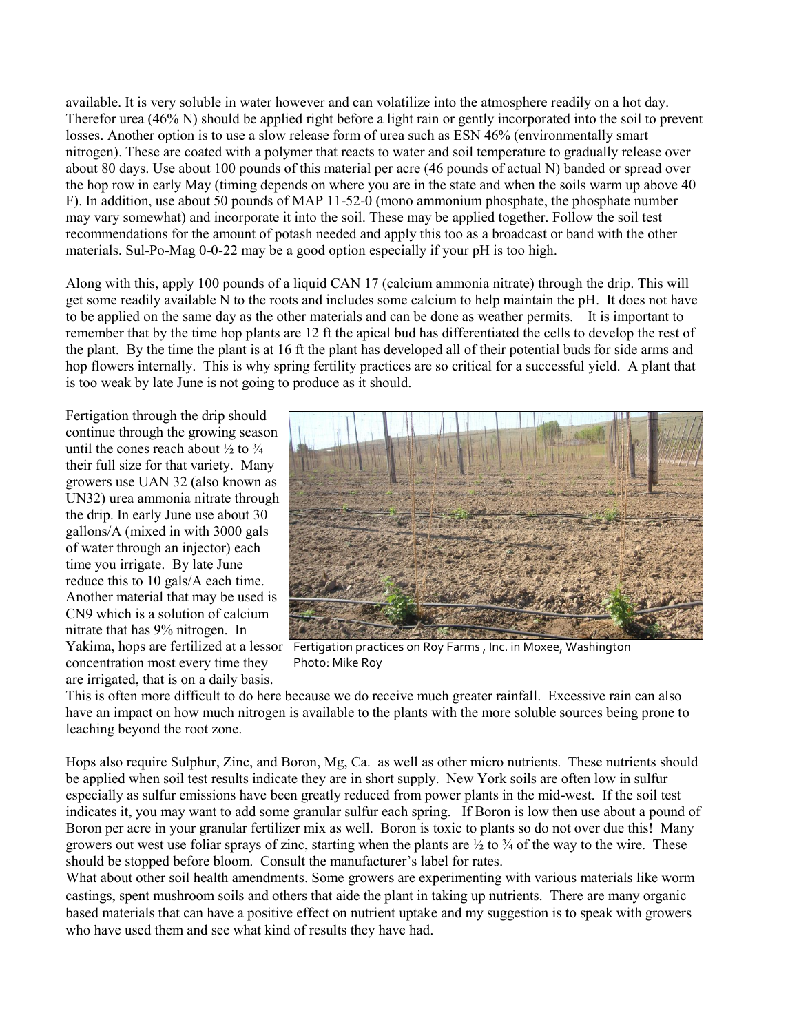available. It is very soluble in water however and can volatilize into the atmosphere readily on a hot day. Therefor urea (46% N) should be applied right before a light rain or gently incorporated into the soil to prevent losses. Another option is to use a slow release form of urea such as ESN 46% (environmentally smart nitrogen). These are coated with a polymer that reacts to water and soil temperature to gradually release over about 80 days. Use about 100 pounds of this material per acre (46 pounds of actual N) banded or spread over the hop row in early May (timing depends on where you are in the state and when the soils warm up above 40 F). In addition, use about 50 pounds of MAP 11-52-0 (mono ammonium phosphate, the phosphate number may vary somewhat) and incorporate it into the soil. These may be applied together. Follow the soil test recommendations for the amount of potash needed and apply this too as a broadcast or band with the other materials. Sul-Po-Mag 0-0-22 may be a good option especially if your pH is too high.

Along with this, apply 100 pounds of a liquid CAN 17 (calcium ammonia nitrate) through the drip. This will get some readily available N to the roots and includes some calcium to help maintain the pH. It does not have to be applied on the same day as the other materials and can be done as weather permits. It is important to remember that by the time hop plants are 12 ft the apical bud has differentiated the cells to develop the rest of the plant. By the time the plant is at 16 ft the plant has developed all of their potential buds for side arms and hop flowers internally. This is why spring fertility practices are so critical for a successful yield. A plant that is too weak by late June is not going to produce as it should.

Fertigation through the drip should continue through the growing season until the cones reach about ½ to ¾ their full size for that variety. Many growers use UAN 32 (also known as UN32) urea ammonia nitrate through the drip. In early June use about 30 gallons/A (mixed in with 3000 gals of water through an injector) each time you irrigate. By late June reduce this to 10 gals/A each time. Another material that may be used is CN9 which is a solution of calcium nitrate that has 9% nitrogen. In Yakima, hops are fertilized at a lessor concentration most every time they are irrigated, that is on a daily basis. This is often more difficult to do here because we do receive much greater rainfall. Excessive rain can also have an impact on how much nitrogen is available to the plants with the more soluble sources being prone to leaching beyond the root zone.

Fertigation practices on Roy Farms , Inc. in Moxee, Washington
Photo: Mike Roy

Hops also require Sulphur, Zinc, and Boron, Mg, Ca. as well as other micro nutrients. These nutrients should be applied when soil test results indicate they are in short supply. New York soils are often low in sulfur especially as sulfur emissions have been greatly reduced from power plants in the mid-west. If the soil test indicates it, you may want to add some granular sulfur each spring. If Boron is low then use about a pound of Boron per acre in your granular fertilizer mix as well. Boron is toxic to plants so do not over due this! Many growers out west use foliar sprays of zinc, starting when the plants are ½ to ¾ of the way to the wire. These should be stopped before bloom. Consult the manufacturer's label for rates.

What about other soil health amendments. Some growers are experimenting with various materials like worm castings, spent mushroom soils and others that aide the plant in taking up nutrients. There are many organic based materials that can have a positive effect on nutrient uptake and my suggestion is to speak with growers who have used them and see what kind of results they have had.